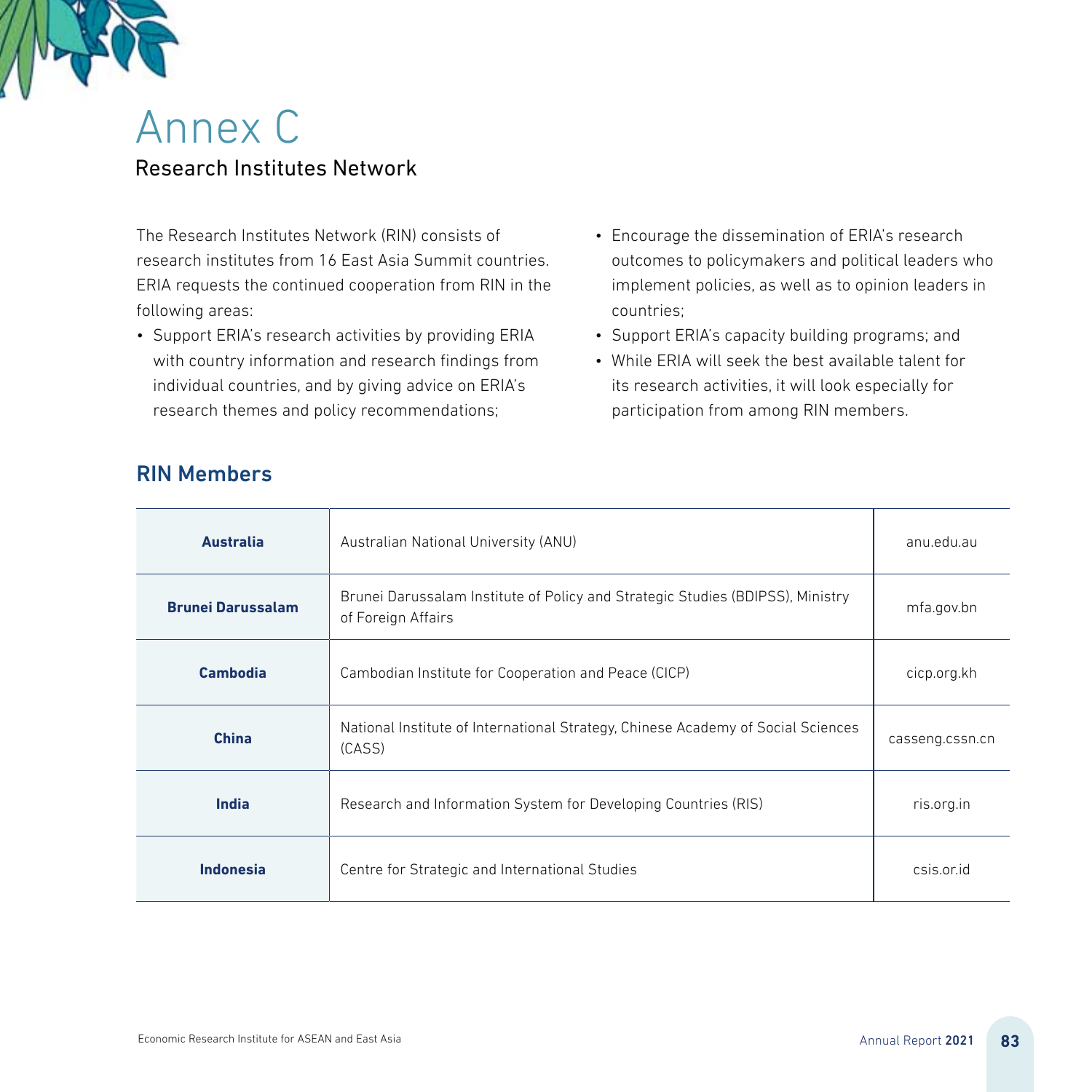# Annex C

## Research Institutes Network

The Research Institutes Network (RIN) consists of research institutes from 16 East Asia Summit countries. ERIA requests the continued cooperation from RIN in the following areas:

- Support ERIA's research activities by providing ERIA with country information and research findings from individual countries, and by giving advice on ERIA's research themes and policy recommendations;
- Encourage the dissemination of ERIA's research outcomes to policymakers and political leaders who implement policies, as well as to opinion leaders in countries;
- Support ERIA's capacity building programs; and
- While ERIA will seek the best available talent for its research activities, it will look especially for participation from among RIN members.

## RIN Members

| Country | Institute | Website |
|---|---|---|
| **Australia** | Australian National University (ANU) | anu.edu.au |
| **Brunei Darussalam** | Brunei Darussalam Institute of Policy and Strategic Studies (BDIPSS), Ministry of Foreign Affairs | mfa.gov.bn |
| **Cambodia** | Cambodian Institute for Cooperation and Peace (CICP) | cicp.org.kh |
| **China** | National Institute of International Strategy, Chinese Academy of Social Sciences (CASS) | casseng.cssn.cn |
| **India** | Research and Information System for Developing Countries (RIS) | ris.org.in |
| **Indonesia** | Centre for Strategic and International Studies | csis.or.id |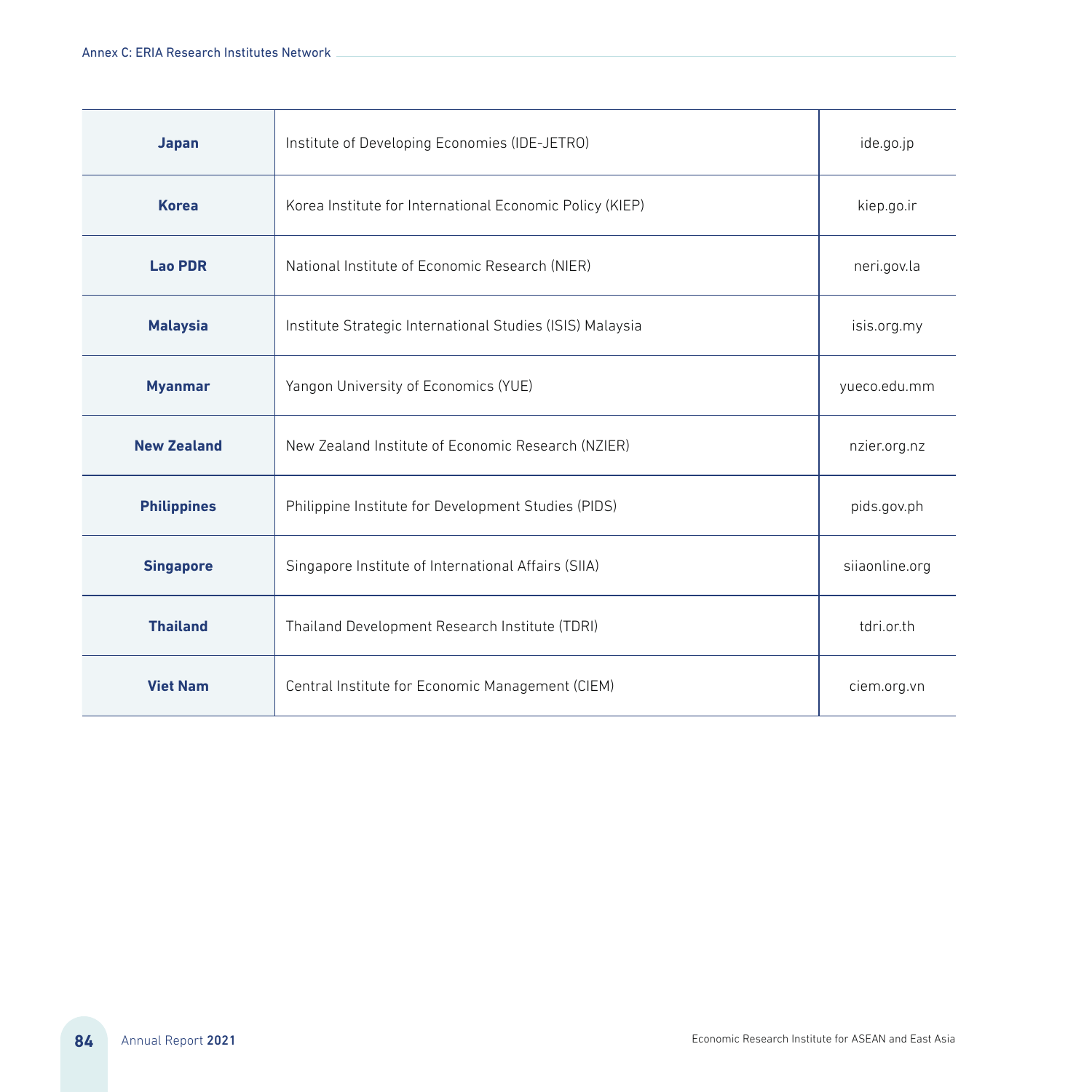| | | |
|---|---|---|
| **Japan** | Institute of Developing Economies (IDE-JETRO) | ide.go.jp |
| **Korea** | Korea Institute for International Economic Policy (KIEP) | kiep.go.ir |
| **Lao PDR** | National Institute of Economic Research (NIER) | neri.gov.la |
| **Malaysia** | Institute Strategic International Studies (ISIS) Malaysia | isis.org.my |
| **Myanmar** | Yangon University of Economics (YUE) | yueco.edu.mm |
| **New Zealand** | New Zealand Institute of Economic Research (NZIER) | nzier.org.nz |
| **Philippines** | Philippine Institute for Development Studies (PIDS) | pids.gov.ph |
| **Singapore** | Singapore Institute of International Affairs (SIIA) | siiaonline.org |
| **Thailand** | Thailand Development Research Institute (TDRI) | tdri.or.th |
| **Viet Nam** | Central Institute for Economic Management (CIEM) | ciem.org.vn |